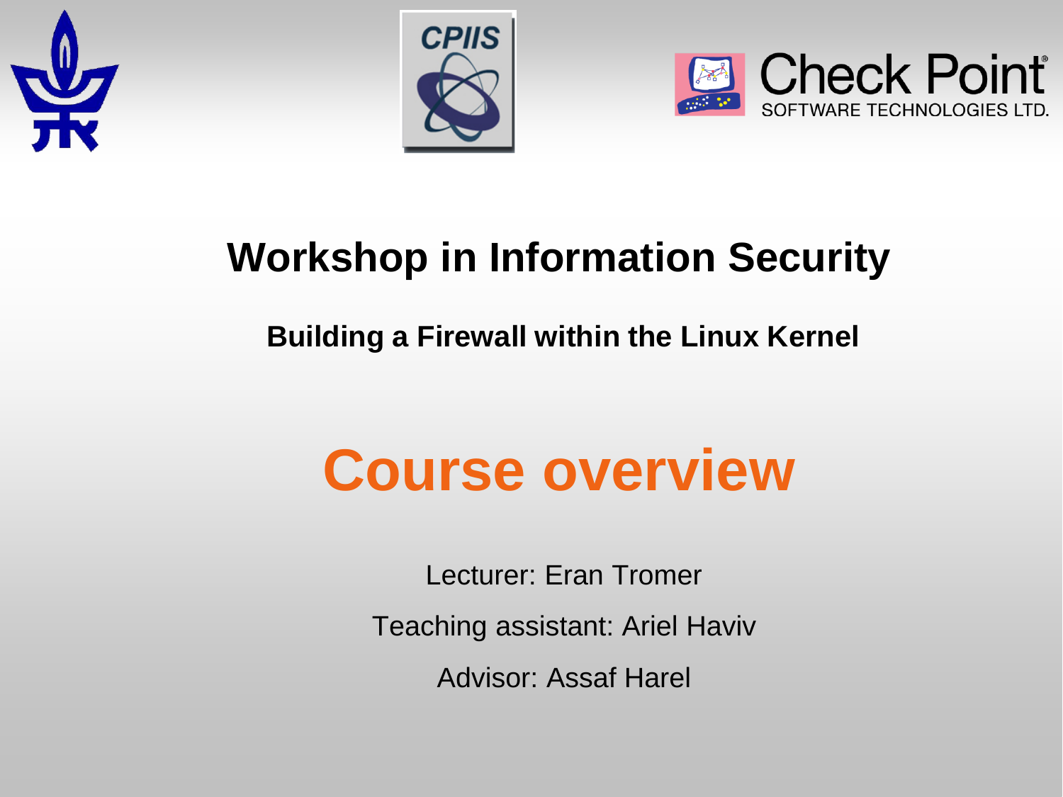# Workshop in Information Security

**Building a Firewall within the Linux Kernel**

## Course overview

Lecturer: Eran Tromer

Teaching assistant: Ariel Haviv

Advisor: Assaf Harel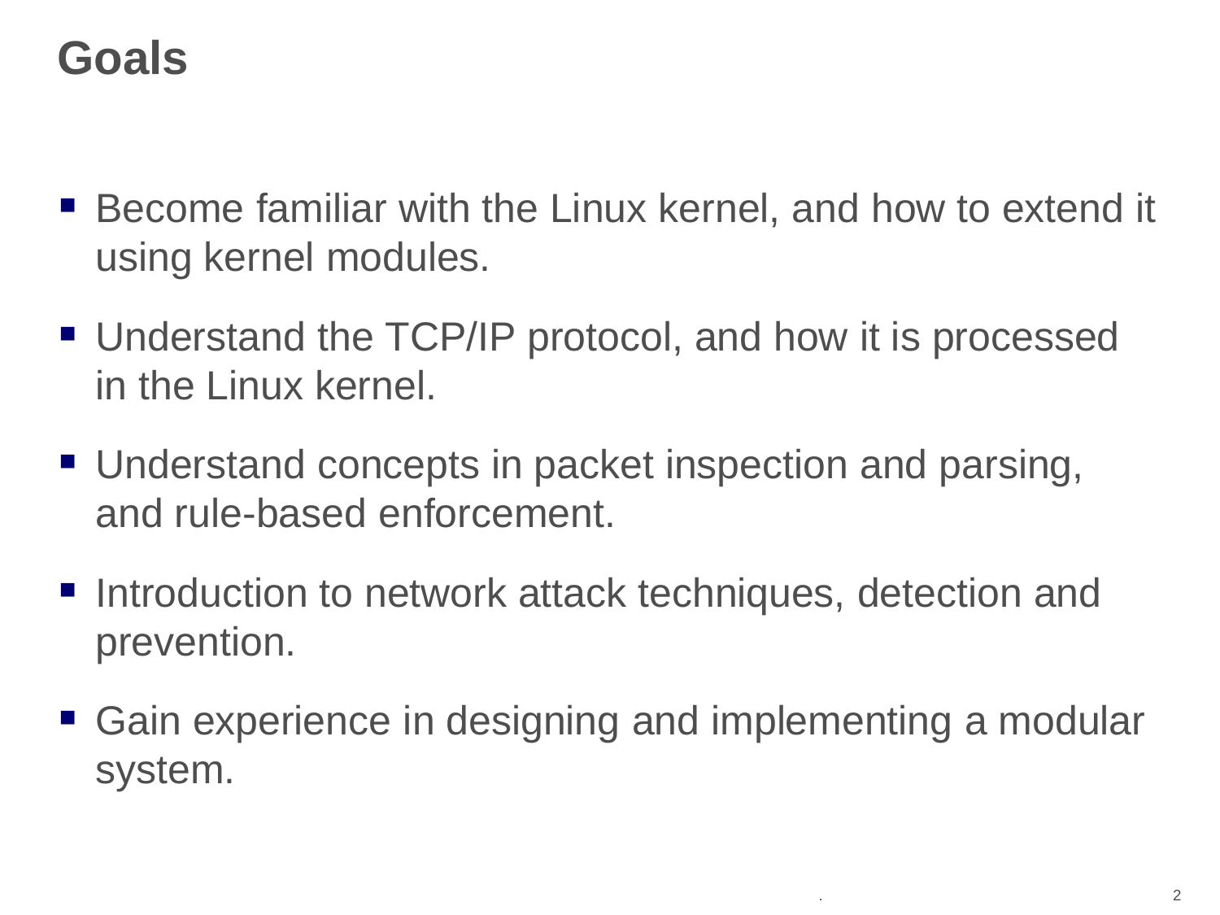# Goals

- Become familiar with the Linux kernel, and how to extend it using kernel modules.
- Understand the TCP/IP protocol, and how it is processed in the Linux kernel.
- Understand concepts in packet inspection and parsing, and rule-based enforcement.
- Introduction to network attack techniques, detection and prevention.
- Gain experience in designing and implementing a modular system.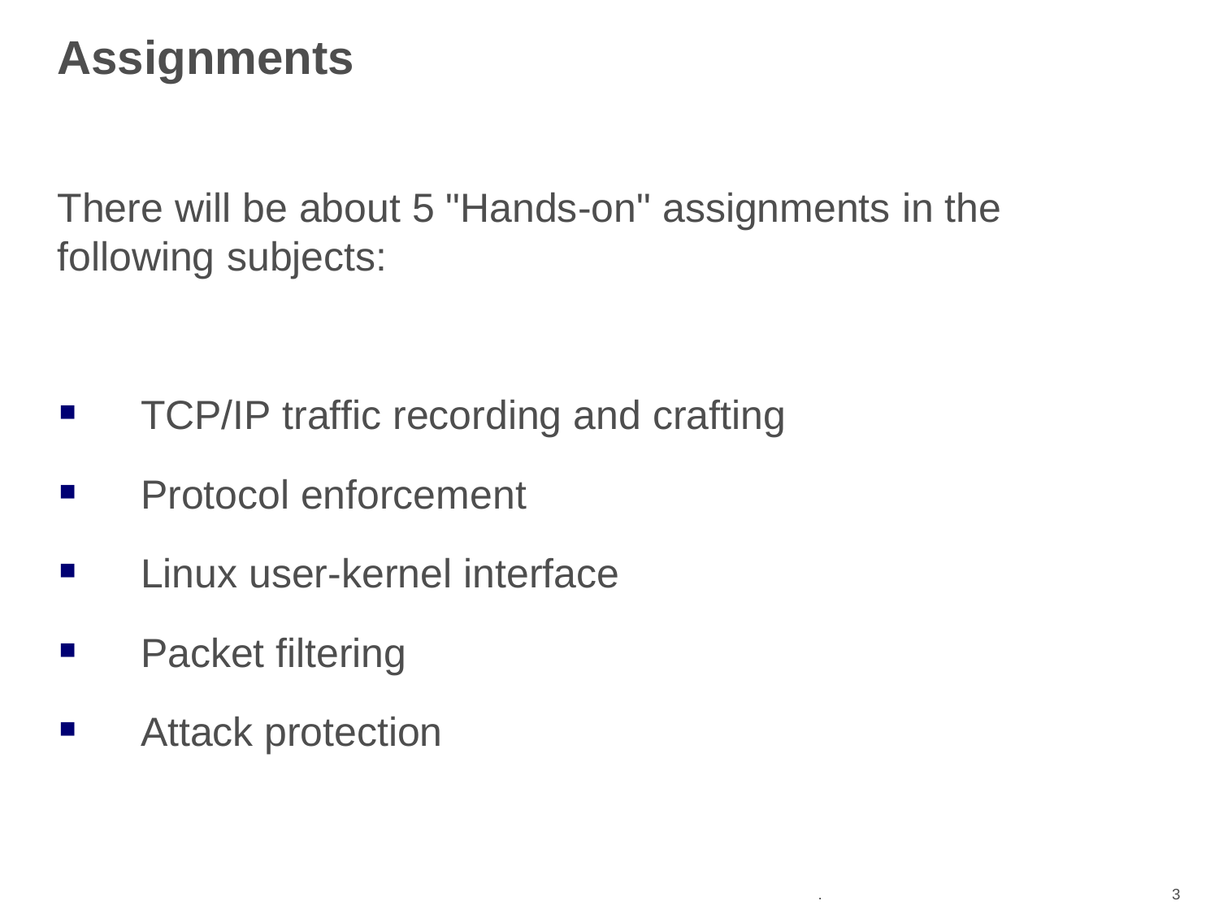# Assignments

There will be about 5 "Hands-on" assignments in the following subjects:

- TCP/IP traffic recording and crafting
- Protocol enforcement
- Linux user-kernel interface
- Packet filtering
- Attack protection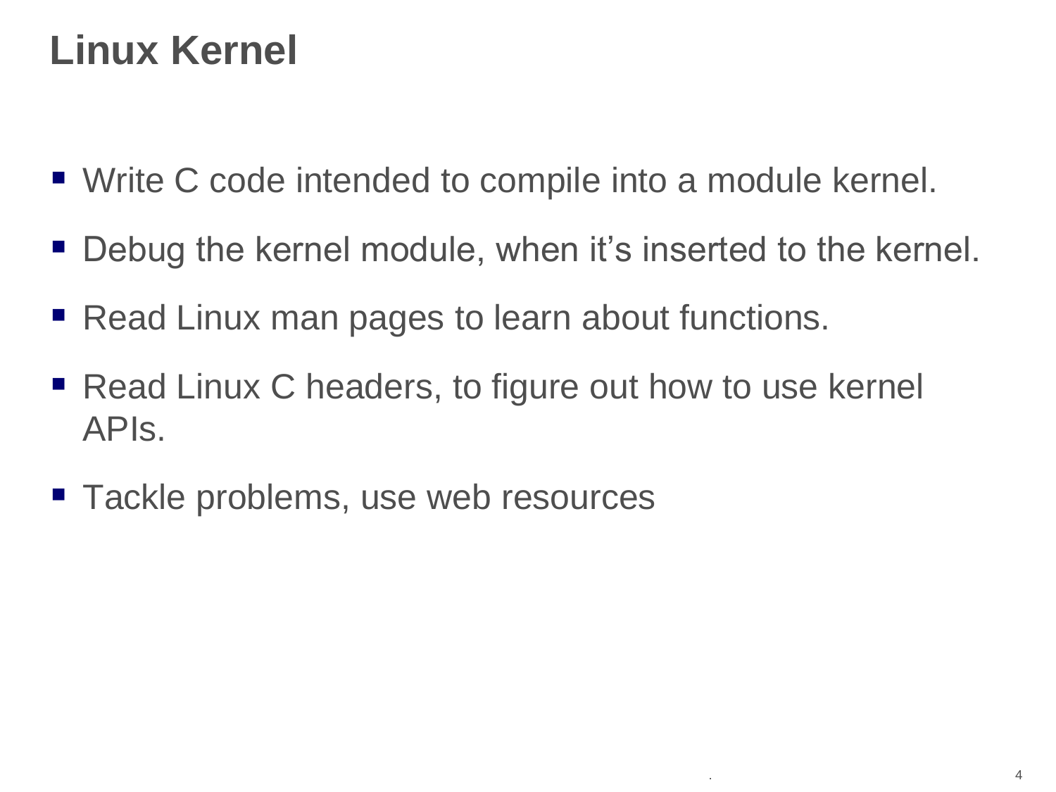# Linux Kernel

- Write C code intended to compile into a module kernel.
- Debug the kernel module, when it's inserted to the kernel.
- Read Linux man pages to learn about functions.
- Read Linux C headers, to figure out how to use kernel APIs.
- Tackle problems, use web resources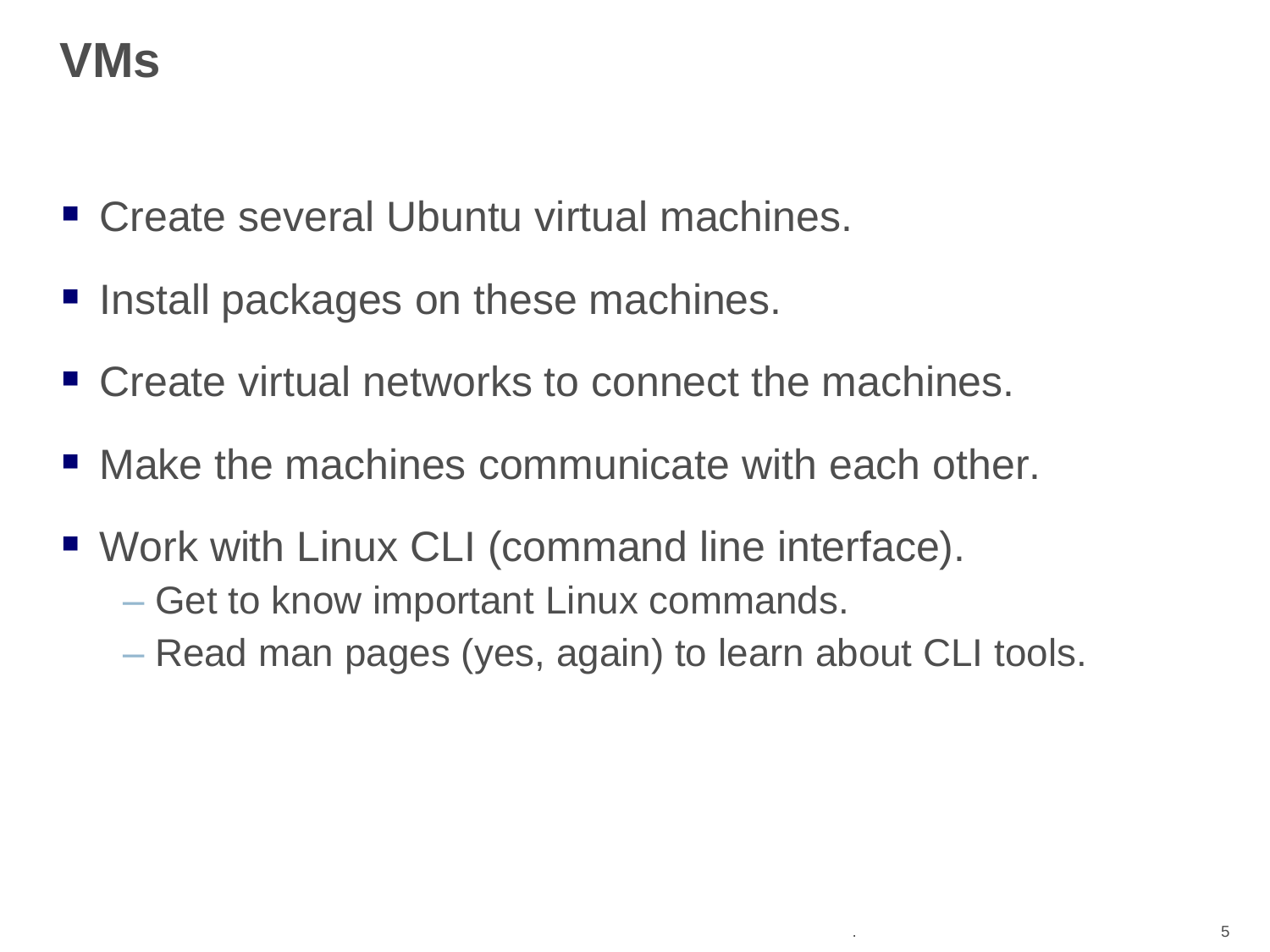# VMs

- Create several Ubuntu virtual machines.
- Install packages on these machines.
- Create virtual networks to connect the machines.
- Make the machines communicate with each other.
- Work with Linux CLI (command line interface).
  - Get to know important Linux commands.
  - Read man pages (yes, again) to learn about CLI tools.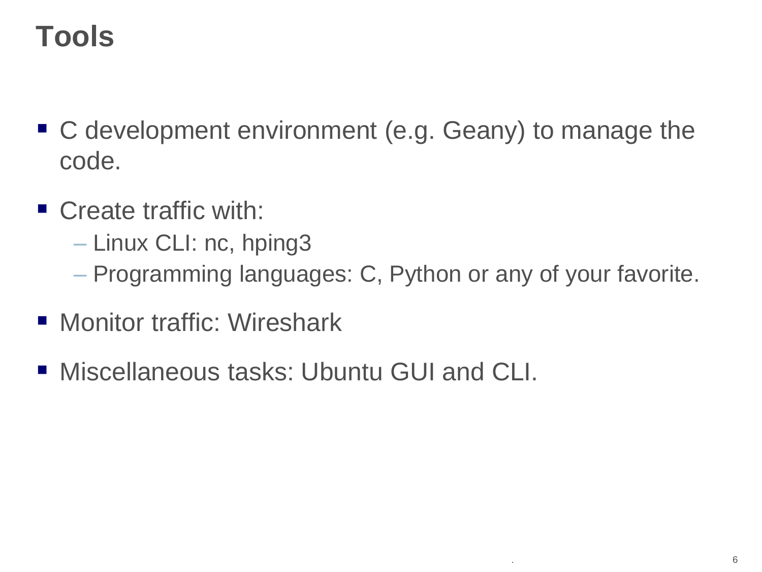# Tools

- C development environment (e.g. Geany) to manage the code.
- Create traffic with:
  - Linux CLI: nc, hping3
  - Programming languages: C, Python or any of your favorite.
- Monitor traffic: Wireshark
- Miscellaneous tasks: Ubuntu GUI and CLI.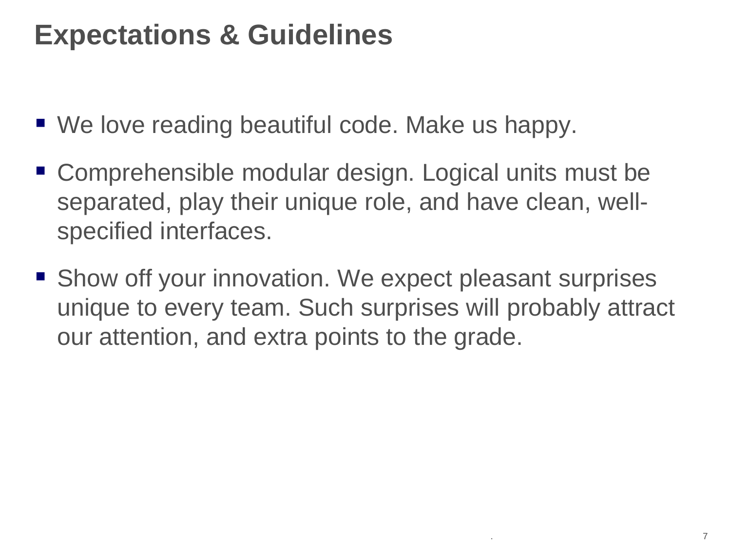# Expectations & Guidelines

- We love reading beautiful code. Make us happy.
- Comprehensible modular design. Logical units must be separated, play their unique role, and have clean, well-specified interfaces.
- Show off your innovation. We expect pleasant surprises unique to every team. Such surprises will probably attract our attention, and extra points to the grade.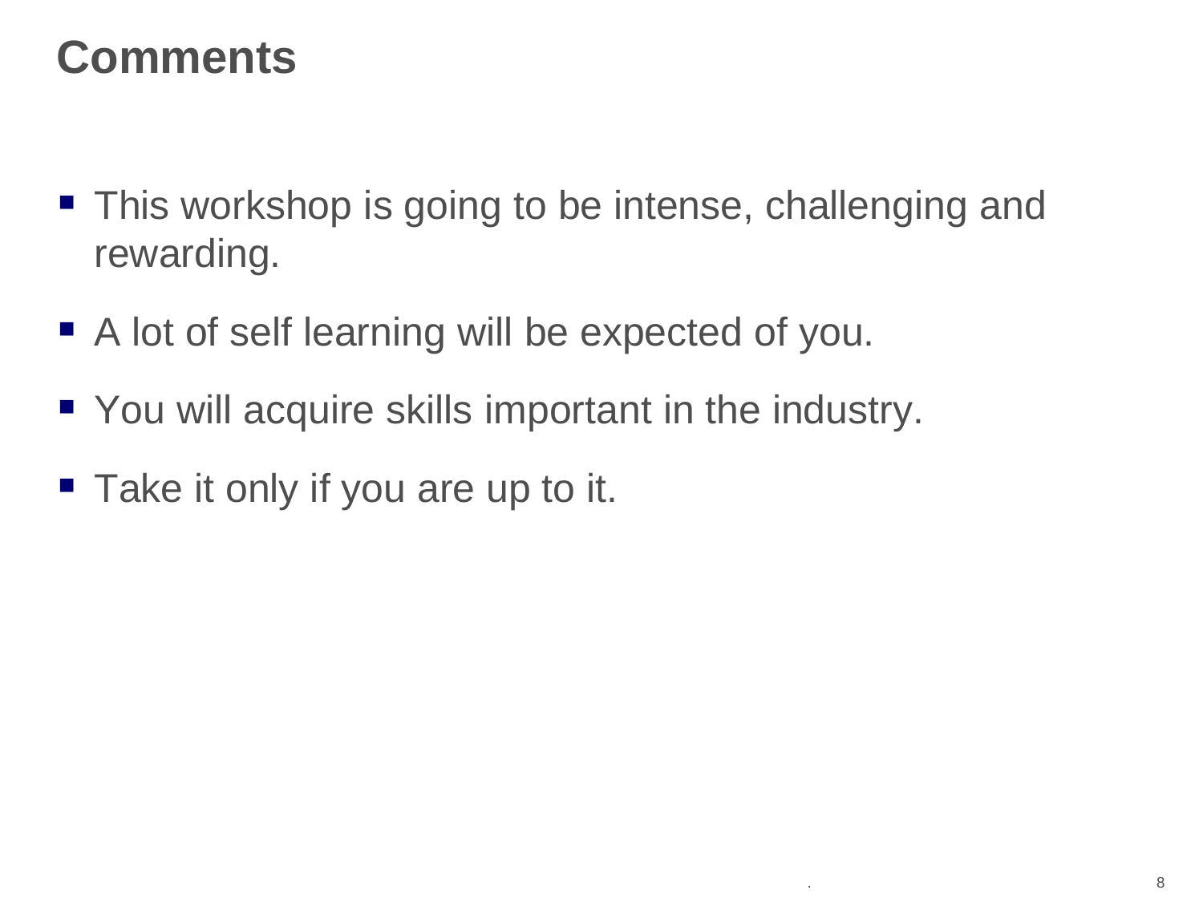# Comments

- This workshop is going to be intense, challenging and rewarding.
- A lot of self learning will be expected of you.
- You will acquire skills important in the industry.
- Take it only if you are up to it.